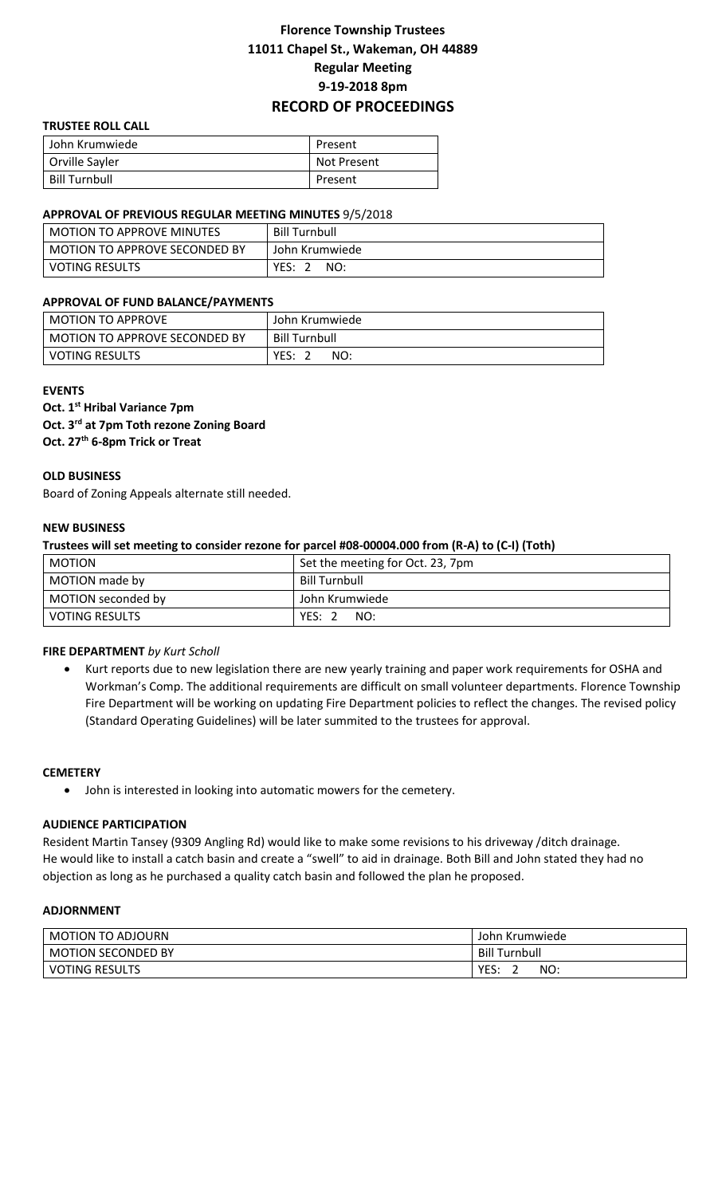# Florence Township Trustees
## 11011 Chapel St., Wakeman, OH 44889
## Regular Meeting
## 9-19-2018 8pm
## RECORD OF PROCEEDINGS

**TRUSTEE ROLL CALL**

| | |
|---|---|
| John Krumwiede | Present |
| Orville Sayler | Not Present |
| Bill Turnbull | Present |

**APPROVAL OF PREVIOUS REGULAR MEETING MINUTES** 9/5/2018

| | |
|---|---|
| MOTION TO APPROVE MINUTES | Bill Turnbull |
| MOTION TO APPROVE SECONDED BY | John Krumwiede |
| VOTING RESULTS | YES: 2 NO: |

**APPROVAL OF FUND BALANCE/PAYMENTS**

| | |
|---|---|
| MOTION TO APPROVE | John Krumwiede |
| MOTION TO APPROVE SECONDED BY | Bill Turnbull |
| VOTING RESULTS | YES: 2 NO: |

**EVENTS**

**Oct. 1st Hribal Variance 7pm**
**Oct. 3rd at 7pm Toth rezone Zoning Board**
**Oct. 27th 6-8pm Trick or Treat**

**OLD BUSINESS**

Board of Zoning Appeals alternate still needed.

**NEW BUSINESS**

**Trustees will set meeting to consider rezone for parcel #08-00004.000 from (R-A) to (C-I) (Toth)**

| | |
|---|---|
| MOTION | Set the meeting for Oct. 23, 7pm |
| MOTION made by | Bill Turnbull |
| MOTION seconded by | John Krumwiede |
| VOTING RESULTS | YES: 2 NO: |

**FIRE DEPARTMENT** *by Kurt Scholl*

- Kurt reports due to new legislation there are new yearly training and paper work requirements for OSHA and Workman's Comp. The additional requirements are difficult on small volunteer departments. Florence Township Fire Department will be working on updating Fire Department policies to reflect the changes. The revised policy (Standard Operating Guidelines) will be later summited to the trustees for approval.

**CEMETERY**

- John is interested in looking into automatic mowers for the cemetery.

**AUDIENCE PARTICIPATION**

Resident Martin Tansey (9309 Angling Rd) would like to make some revisions to his driveway /ditch drainage. He would like to install a catch basin and create a "swell" to aid in drainage. Both Bill and John stated they had no objection as long as he purchased a quality catch basin and followed the plan he proposed.

**ADJORNMENT**

| | |
|---|---|
| MOTION TO ADJOURN | John Krumwiede |
| MOTION SECONDED BY | Bill Turnbull |
| VOTING RESULTS | YES: 2 NO: |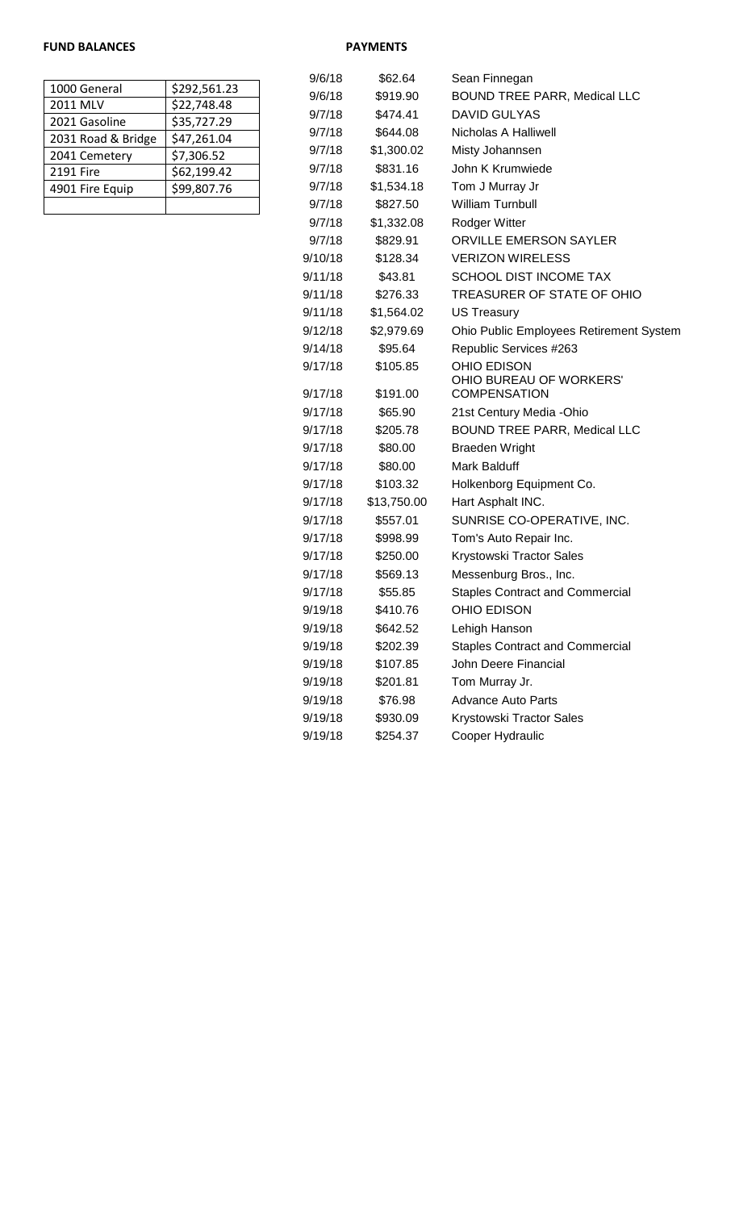**FUND BALANCES**

| | |
|---|---|
| 1000 General | $292,561.23 |
| 2011 MLV | $22,748.48 |
| 2021 Gasoline | $35,727.29 |
| 2031 Road & Bridge | $47,261.04 |
| 2041 Cemetery | $7,306.52 |
| 2191 Fire | $62,199.42 |
| 4901 Fire Equip | $99,807.76 |
| | |

**PAYMENTS**

| | | |
|---|---|---|
| 9/6/18 | $62.64 | Sean Finnegan |
| 9/6/18 | $919.90 | BOUND TREE PARR, Medical LLC |
| 9/7/18 | $474.41 | DAVID GULYAS |
| 9/7/18 | $644.08 | Nicholas A Halliwell |
| 9/7/18 | $1,300.02 | Misty Johannsen |
| 9/7/18 | $831.16 | John K Krumwiede |
| 9/7/18 | $1,534.18 | Tom J Murray Jr |
| 9/7/18 | $827.50 | William Turnbull |
| 9/7/18 | $1,332.08 | Rodger Witter |
| 9/7/18 | $829.91 | ORVILLE EMERSON SAYLER |
| 9/10/18 | $128.34 | VERIZON WIRELESS |
| 9/11/18 | $43.81 | SCHOOL DIST INCOME TAX |
| 9/11/18 | $276.33 | TREASURER OF STATE OF OHIO |
| 9/11/18 | $1,564.02 | US Treasury |
| 9/12/18 | $2,979.69 | Ohio Public Employees Retirement System |
| 9/14/18 | $95.64 | Republic Services #263 |
| 9/17/18 | $105.85 | OHIO EDISON |
| 9/17/18 | $191.00 | OHIO BUREAU OF WORKERS' COMPENSATION |
| 9/17/18 | $65.90 | 21st Century Media -Ohio |
| 9/17/18 | $205.78 | BOUND TREE PARR, Medical LLC |
| 9/17/18 | $80.00 | Braeden Wright |
| 9/17/18 | $80.00 | Mark Balduff |
| 9/17/18 | $103.32 | Holkenborg Equipment Co. |
| 9/17/18 | $13,750.00 | Hart Asphalt INC. |
| 9/17/18 | $557.01 | SUNRISE CO-OPERATIVE, INC. |
| 9/17/18 | $998.99 | Tom's Auto Repair Inc. |
| 9/17/18 | $250.00 | Krystowski Tractor Sales |
| 9/17/18 | $569.13 | Messenburg Bros., Inc. |
| 9/17/18 | $55.85 | Staples Contract and Commercial |
| 9/19/18 | $410.76 | OHIO EDISON |
| 9/19/18 | $642.52 | Lehigh Hanson |
| 9/19/18 | $202.39 | Staples Contract and Commercial |
| 9/19/18 | $107.85 | John Deere Financial |
| 9/19/18 | $201.81 | Tom Murray Jr. |
| 9/19/18 | $76.98 | Advance Auto Parts |
| 9/19/18 | $930.09 | Krystowski Tractor Sales |
| 9/19/18 | $254.37 | Cooper Hydraulic |